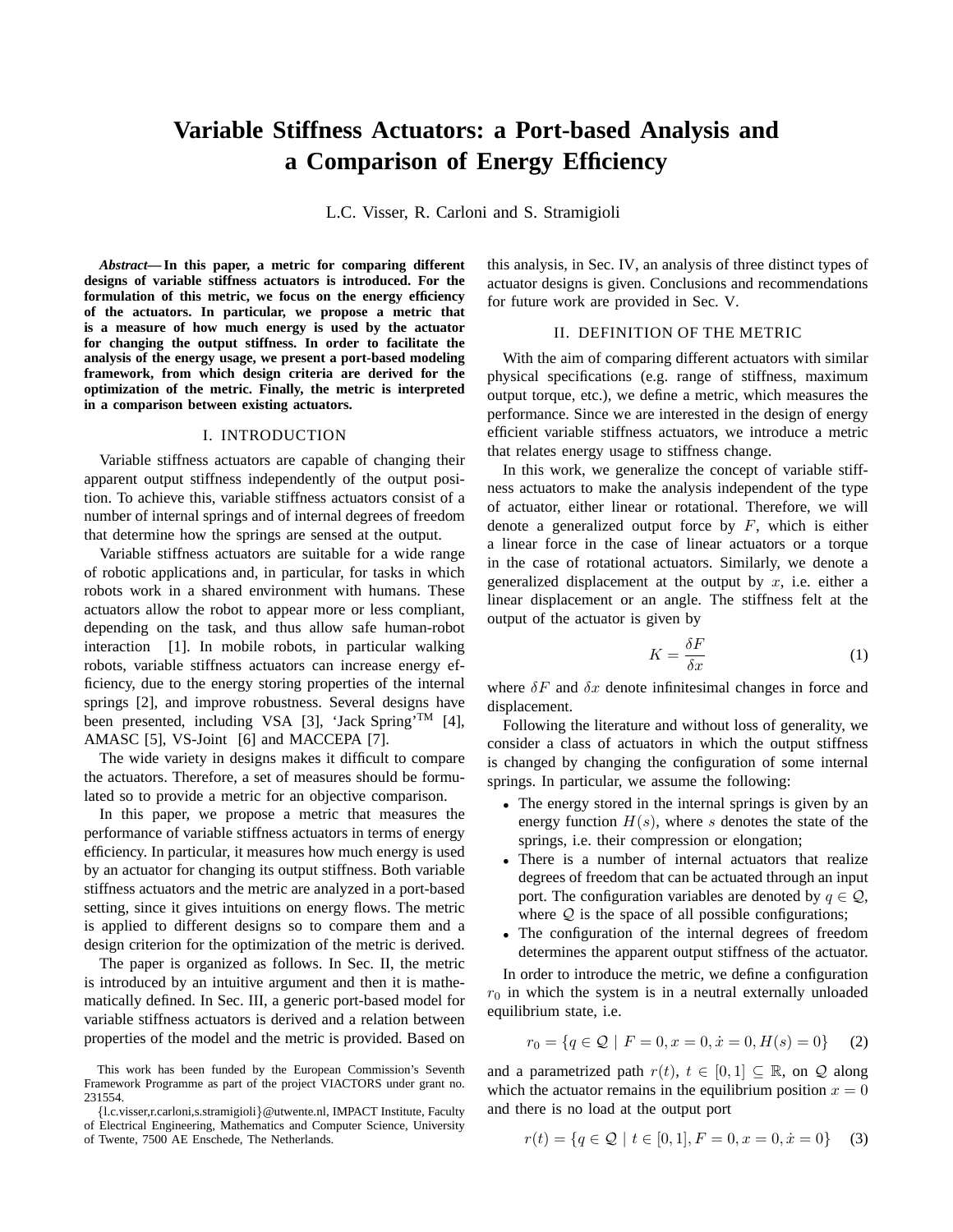# Variable Stiffness Actuators: a Port-based Analysis and a Comparison of Energy Efficiency

L.C. Visser, R. Carloni and S. Stramigioli

***Abstract*— In this paper, a metric for comparing different designs of variable stiffness actuators is introduced. For the formulation of this metric, we focus on the energy efficiency of the actuators. In particular, we propose a metric that is a measure of how much energy is used by the actuator for changing the output stiffness. In order to facilitate the analysis of the energy usage, we present a port-based modeling framework, from which design criteria are derived for the optimization of the metric. Finally, the metric is interpreted in a comparison between existing actuators.**

## I. INTRODUCTION

Variable stiffness actuators are capable of changing their apparent output stiffness independently of the output position. To achieve this, variable stiffness actuators consist of a number of internal springs and of internal degrees of freedom that determine how the springs are sensed at the output.

Variable stiffness actuators are suitable for a wide range of robotic applications and, in particular, for tasks in which robots work in a shared environment with humans. These actuators allow the robot to appear more or less compliant, depending on the task, and thus allow safe human-robot interaction [1]. In mobile robots, in particular walking robots, variable stiffness actuators can increase energy efficiency, due to the energy storing properties of the internal springs [2], and improve robustness. Several designs have been presented, including VSA [3], 'Jack Spring'™ [4], AMASC [5], VS-Joint [6] and MACCEPA [7].

The wide variety in designs makes it difficult to compare the actuators. Therefore, a set of measures should be formulated so to provide a metric for an objective comparison.

In this paper, we propose a metric that measures the performance of variable stiffness actuators in terms of energy efficiency. In particular, it measures how much energy is used by an actuator for changing its output stiffness. Both variable stiffness actuators and the metric are analyzed in a port-based setting, since it gives intuitions on energy flows. The metric is applied to different designs so to compare them and a design criterion for the optimization of the metric is derived.

The paper is organized as follows. In Sec. II, the metric is introduced by an intuitive argument and then it is mathematically defined. In Sec. III, a generic port-based model for variable stiffness actuators is derived and a relation between properties of the model and the metric is provided. Based on this analysis, in Sec. IV, an analysis of three distinct types of actuator designs is given. Conclusions and recommendations for future work are provided in Sec. V.

This work has been funded by the European Commission's Seventh Framework Programme as part of the project VIACTORS under grant no. 231554.

{l.c.visser,r.carloni,s.stramigioli}@utwente.nl, IMPACT Institute, Faculty of Electrical Engineering, Mathematics and Computer Science, University of Twente, 7500 AE Enschede, The Netherlands.

## II. DEFINITION OF THE METRIC

With the aim of comparing different actuators with similar physical specifications (e.g. range of stiffness, maximum output torque, etc.), we define a metric, which measures the performance. Since we are interested in the design of energy efficient variable stiffness actuators, we introduce a metric that relates energy usage to stiffness change.

In this work, we generalize the concept of variable stiffness actuators to make the analysis independent of the type of actuator, either linear or rotational. Therefore, we will denote a generalized output force by $F$, which is either a linear force in the case of linear actuators or a torque in the case of rotational actuators. Similarly, we denote a generalized displacement at the output by $x$, i.e. either a linear displacement or an angle. The stiffness felt at the output of the actuator is given by

$$K = \frac{\delta F}{\delta x} \tag{1}$$

where $\delta F$ and $\delta x$ denote infinitesimal changes in force and displacement.

Following the literature and without loss of generality, we consider a class of actuators in which the output stiffness is changed by changing the configuration of some internal springs. In particular, we assume the following:

- The energy stored in the internal springs is given by an energy function $H(s)$, where $s$ denotes the state of the springs, i.e. their compression or elongation;
- There is a number of internal actuators that realize degrees of freedom that can be actuated through an input port. The configuration variables are denoted by $q \in \mathcal{Q}$, where $\mathcal{Q}$ is the space of all possible configurations;
- The configuration of the internal degrees of freedom determines the apparent output stiffness of the actuator.

In order to introduce the metric, we define a configuration $r_0$ in which the system is in a neutral externally unloaded equilibrium state, i.e.

$$r_0 = \{q \in \mathcal{Q} \mid F = 0, x = 0, \dot{x} = 0, H(s) = 0\} \tag{2}$$

and a parametrized path $r(t)$, $t \in [0,1] \subseteq \mathbb{R}$, on $\mathcal{Q}$ along which the actuator remains in the equilibrium position $x = 0$ and there is no load at the output port

$$r(t) = \{q \in \mathcal{Q} \mid t \in [0,1], F = 0, x = 0, \dot{x} = 0\} \tag{3}$$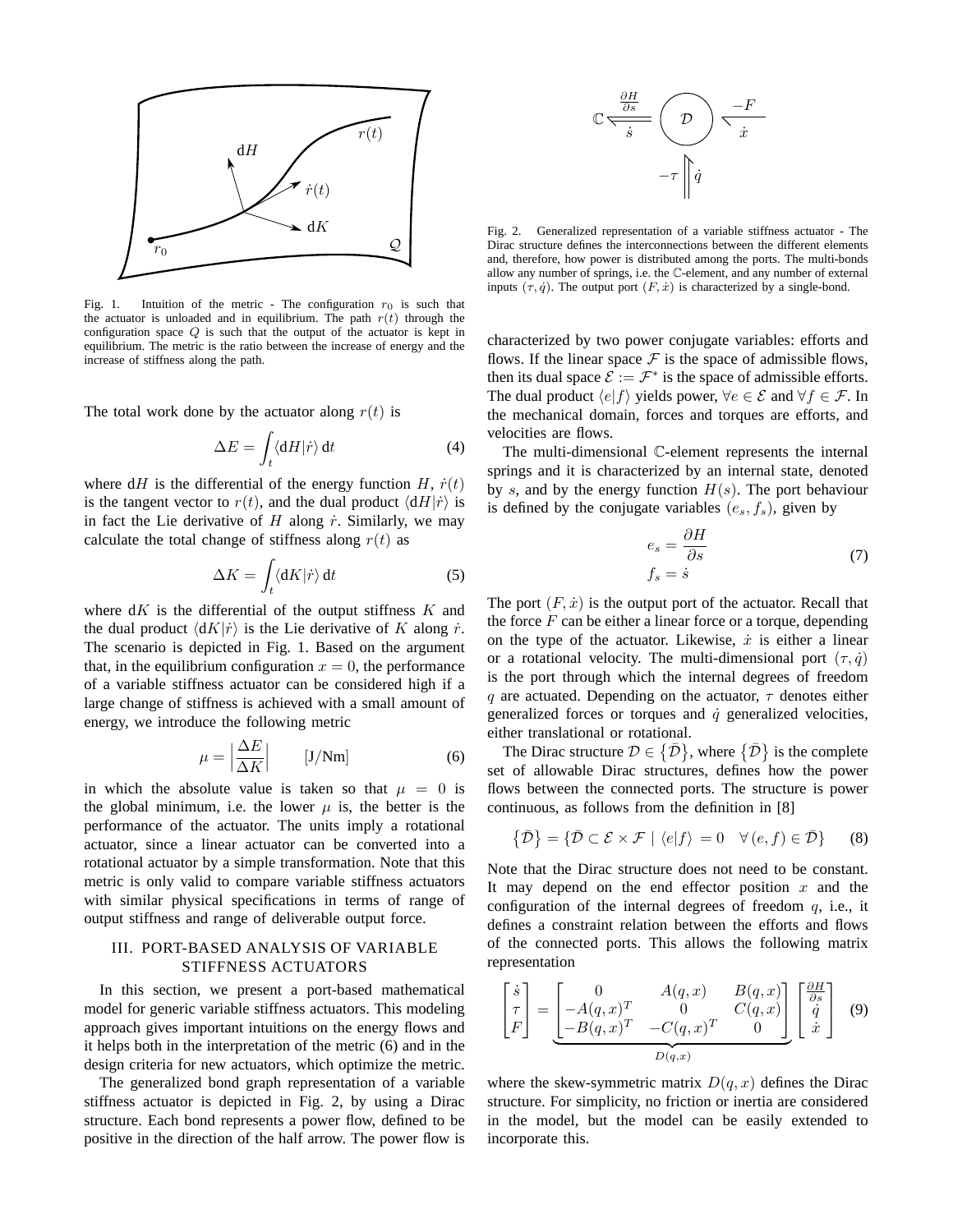Fig. 1. Intuition of the metric - The configuration $r_0$ is such that the actuator is unloaded and in equilibrium. The path $r(t)$ through the configuration space $Q$ is such that the output of the actuator is kept in equilibrium. The metric is the ratio between the increase of energy and the increase of stiffness along the path.

The total work done by the actuator along $r(t)$ is

$$\Delta E = \int_t \langle \mathrm{d}H | \dot{r} \rangle \,\mathrm{d}t \tag{4}$$

where $\mathrm{d}H$ is the differential of the energy function $H$, $\dot{r}(t)$ is the tangent vector to $r(t)$, and the dual product $\langle \mathrm{d}H|\dot{r}\rangle$ is in fact the Lie derivative of $H$ along $\dot{r}$. Similarly, we may calculate the total change of stiffness along $r(t)$ as

$$\Delta K = \int_t \langle \mathrm{d}K | \dot{r} \rangle \,\mathrm{d}t \tag{5}$$

where $\mathrm{d}K$ is the differential of the output stiffness $K$ and the dual product $\langle \mathrm{d}K|\dot{r}\rangle$ is the Lie derivative of $K$ along $\dot{r}$. The scenario is depicted in Fig. 1. Based on the argument that, in the equilibrium configuration $x = 0$, the performance of a variable stiffness actuator can be considered high if a large change of stiffness is achieved with a small amount of energy, we introduce the following metric

$$\mu = \left| \frac{\Delta E}{\Delta K} \right| \qquad \text{[J/Nm]} \tag{6}$$

in which the absolute value is taken so that $\mu = 0$ is the global minimum, i.e. the lower $\mu$ is, the better is the performance of the actuator. The units imply a rotational actuator, since a linear actuator can be converted into a rotational actuator by a simple transformation. Note that this metric is only valid to compare variable stiffness actuators with similar physical specifications in terms of range of output stiffness and range of deliverable output force.

## III. PORT-BASED ANALYSIS OF VARIABLE STIFFNESS ACTUATORS

In this section, we present a port-based mathematical model for generic variable stiffness actuators. This modeling approach gives important intuitions on the energy flows and it helps both in the interpretation of the metric (6) and in the design criteria for new actuators, which optimize the metric.

The generalized bond graph representation of a variable stiffness actuator is depicted in Fig. 2, by using a Dirac structure. Each bond represents a power flow, defined to be positive in the direction of the half arrow. The power flow is characterized by two power conjugate variables: efforts and flows. If the linear space $\mathcal{F}$ is the space of admissible flows, then its dual space $\mathcal{E} := \mathcal{F}^*$ is the space of admissible efforts. The dual product $\langle e|f\rangle$ yields power, $\forall e \in \mathcal{E}$ and $\forall f \in \mathcal{F}$. In the mechanical domain, forces and torques are efforts, and velocities are flows.

Fig. 2. Generalized representation of a variable stiffness actuator - The Dirac structure defines the interconnections between the different elements and, therefore, how power is distributed among the ports. The multi-bonds allow any number of springs, i.e. the $\mathbb{C}$-element, and any number of external inputs $(\tau, \dot{q})$. The output port $(F, \dot{x})$ is characterized by a single-bond.

The multi-dimensional $\mathbb{C}$-element represents the internal springs and it is characterized by an internal state, denoted by $s$, and by the energy function $H(s)$. The port behaviour is defined by the conjugate variables $(e_s, f_s)$, given by

$$\begin{aligned} e_s &= \frac{\partial H}{\partial s} \\ f_s &= \dot{s} \end{aligned} \tag{7}$$

The port $(F, \dot{x})$ is the output port of the actuator. Recall that the force $F$ can be either a linear force or a torque, depending on the type of the actuator. Likewise, $\dot{x}$ is either a linear or a rotational velocity. The multi-dimensional port $(\tau, \dot{q})$ is the port through which the internal degrees of freedom $q$ are actuated. Depending on the actuator, $\tau$ denotes either generalized forces or torques and $\dot{q}$ generalized velocities, either translational or rotational.

The Dirac structure $\mathcal{D} \in \{\bar{\mathcal{D}}\}$, where $\{\bar{\mathcal{D}}\}$ is the complete set of allowable Dirac structures, defines how the power flows between the connected ports. The structure is power continuous, as follows from the definition in [8]

$$\{\bar{\mathcal{D}}\} = \{\bar{\mathcal{D}} \subset \mathcal{E} \times \mathcal{F} \mid \langle e|f\rangle = 0 \quad \forall (e,f) \in \bar{\mathcal{D}}\} \tag{8}$$

Note that the Dirac structure does not need to be constant. It may depend on the end effector position $x$ and the configuration of the internal degrees of freedom $q$, i.e., it defines a constraint relation between the efforts and flows of the connected ports. This allows the following matrix representation

$$\begin{bmatrix} \dot{s} \\ \tau \\ F \end{bmatrix} = \underbrace{\begin{bmatrix} 0 & A(q,x) & B(q,x) \\ -A(q,x)^T & 0 & C(q,x) \\ -B(q,x)^T & -C(q,x)^T & 0 \end{bmatrix}}_{D(q,x)} \begin{bmatrix} \frac{\partial H}{\partial s} \\ \dot{q} \\ \dot{x} \end{bmatrix} \tag{9}$$

where the skew-symmetric matrix $D(q,x)$ defines the Dirac structure. For simplicity, no friction or inertia are considered in the model, but the model can be easily extended to incorporate this.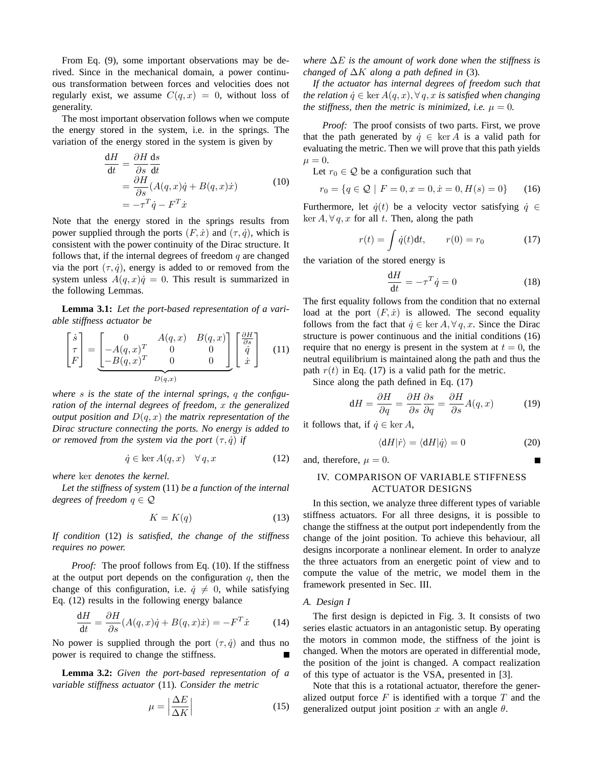From Eq. (9), some important observations may be derived. Since in the mechanical domain, a power continuous transformation between forces and velocities does not regularly exist, we assume $C(q, x) = 0$, without loss of generality.

The most important observation follows when we compute the energy stored in the system, i.e. in the springs. The variation of the energy stored in the system is given by

$$
\begin{aligned}
\frac{\mathrm{d}H}{\mathrm{d}t} &= \frac{\partial H}{\partial s}\frac{\mathrm{d}s}{\mathrm{d}t} \\
&= \frac{\partial H}{\partial s}(A(q,x)\dot{q} + B(q,x)\dot{x}) \\
&= -\tau^T\dot{q} - F^T\dot{x}
\end{aligned}
\tag{10}
$$

Note that the energy stored in the springs results from power supplied through the ports $(F, \dot{x})$ and $(\tau, \dot{q})$, which is consistent with the power continuity of the Dirac structure. It follows that, if the internal degrees of freedom $q$ are changed via the port $(\tau, \dot{q})$, energy is added to or removed from the system unless $A(q, x)\dot{q} = 0$. This result is summarized in the following Lemmas.

**Lemma 3.1:** *Let the port-based representation of a variable stiffness actuator be*

$$
\begin{bmatrix} \dot{s} \\ \tau \\ F \end{bmatrix} = \underbrace{\begin{bmatrix} 0 & A(q,x) & B(q,x) \\ -A(q,x)^T & 0 & 0 \\ -B(q,x)^T & 0 & 0 \end{bmatrix}}_{D(q,x)} \begin{bmatrix} \frac{\partial H}{\partial s} \\ \dot{q} \\ \dot{x} \end{bmatrix}
\tag{11}
$$

*where $s$ is the state of the internal springs, $q$ the configuration of the internal degrees of freedom, $x$ the generalized output position and $D(q, x)$ the matrix representation of the Dirac structure connecting the ports. No energy is added to or removed from the system via the port $(\tau, \dot{q})$ if*

$$
\dot{q} \in \ker A(q,x) \quad \forall\, q, x \tag{12}
$$

*where* ker *denotes the kernel.*

*Let the stiffness of system* (11) *be a function of the internal degrees of freedom $q \in \mathcal{Q}$*

$$
K = K(q) \tag{13}
$$

*If condition* (12) *is satisfied, the change of the stiffness requires no power.*

*Proof:* The proof follows from Eq. (10). If the stiffness at the output port depends on the configuration $q$, then the change of this configuration, i.e. $\dot{q} \neq 0$, while satisfying Eq. (12) results in the following energy balance

$$
\frac{\mathrm{d}H}{\mathrm{d}t} = \frac{\partial H}{\partial s}(A(q,x)\dot{q} + B(q,x)\dot{x}) = -F^T\dot{x} \tag{14}
$$

No power is supplied through the port $(\tau, \dot{q})$ and thus no power is required to change the stiffness. ∎

**Lemma 3.2:** *Given the port-based representation of a variable stiffness actuator* (11)*. Consider the metric*

$$
\mu = \left|\frac{\Delta E}{\Delta K}\right| \tag{15}
$$

*where $\Delta E$ is the amount of work done when the stiffness is changed of $\Delta K$ along a path defined in* (3)*.*

*If the actuator has internal degrees of freedom such that the relation $\dot{q} \in \ker A(q, x), \forall\, q, x$ is satisfied when changing the stiffness, then the metric is minimized, i.e. $\mu = 0$.*

*Proof:* The proof consists of two parts. First, we prove that the path generated by $\dot{q} \in \ker A$ is a valid path for evaluating the metric. Then we will prove that this path yields $\mu = 0$.

Let $r_0 \in \mathcal{Q}$ be a configuration such that

$$
r_0 = \{q \in \mathcal{Q} \mid F = 0, x = 0, \dot{x} = 0, H(s) = 0\} \tag{16}
$$

Furthermore, let $\dot{q}(t)$ be a velocity vector satisfying $\dot{q} \in \ker A, \forall\, q, x$ for all $t$. Then, along the path

$$
r(t) = \int \dot{q}(t)\mathrm{d}t, \qquad r(0) = r_0 \tag{17}
$$

the variation of the stored energy is

$$
\frac{\mathrm{d}H}{\mathrm{d}t} = -\tau^T\dot{q} = 0 \tag{18}
$$

The first equality follows from the condition that no external load at the port $(F, \dot{x})$ is allowed. The second equality follows from the fact that $\dot{q} \in \ker A, \forall\, q, x$. Since the Dirac structure is power continuous and the initial conditions (16) require that no energy is present in the system at $t = 0$, the neutral equilibrium is maintained along the path and thus the path $r(t)$ in Eq. (17) is a valid path for the metric.

Since along the path defined in Eq. (17)

$$
\mathrm{d}H = \frac{\partial H}{\partial q} = \frac{\partial H}{\partial s}\frac{\partial s}{\partial q} = \frac{\partial H}{\partial s}A(q,x) \tag{19}
$$

it follows that, if $\dot{q} \in \ker A$,

$$
\langle \mathrm{d}H | \dot{r} \rangle = \langle \mathrm{d}H | \dot{q} \rangle = 0 \tag{20}
$$

and, therefore, $\mu = 0$. ∎

## IV. COMPARISON OF VARIABLE STIFFNESS ACTUATOR DESIGNS

In this section, we analyze three different types of variable stiffness actuators. For all three designs, it is possible to change the stiffness at the output port independently from the change of the joint position. To achieve this behaviour, all designs incorporate a nonlinear element. In order to analyze the three actuators from an energetic point of view and to compute the value of the metric, we model them in the framework presented in Sec. III.

### A. Design I

The first design is depicted in Fig. 3. It consists of two series elastic actuators in an antagonistic setup. By operating the motors in common mode, the stiffness of the joint is changed. When the motors are operated in differential mode, the position of the joint is changed. A compact realization of this type of actuator is the VSA, presented in [3].

Note that this is a rotational actuator, therefore the generalized output force $F$ is identified with a torque $T$ and the generalized output joint position $x$ with an angle $\theta$.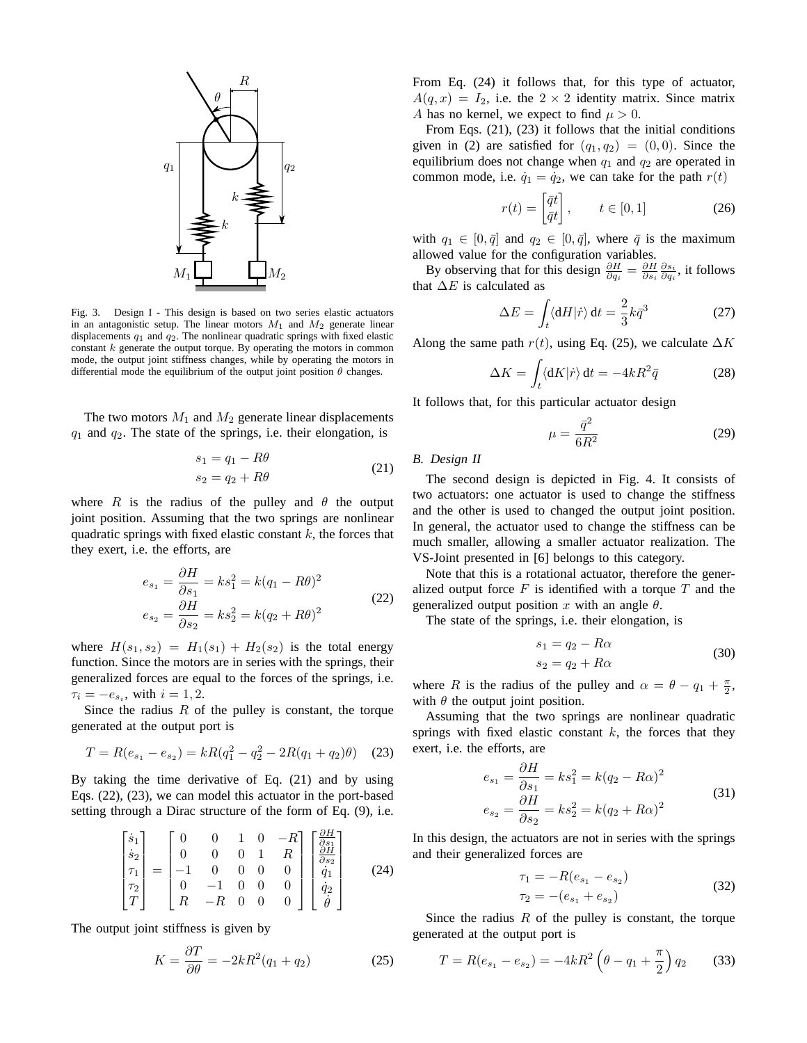Fig. 3. Design I - This design is based on two series elastic actuators in an antagonistic setup. The linear motors $M_1$ and $M_2$ generate linear displacements $q_1$ and $q_2$. The nonlinear quadratic springs with fixed elastic constant $k$ generate the output torque. By operating the motors in common mode, the output joint stiffness changes, while by operating the motors in differential mode the equilibrium of the output joint position $\theta$ changes.

The two motors $M_1$ and $M_2$ generate linear displacements $q_1$ and $q_2$. The state of the springs, i.e. their elongation, is

$$
\begin{aligned}
s_1 &= q_1 - R\theta \\
s_2 &= q_2 + R\theta
\end{aligned}
\tag{21}
$$

where $R$ is the radius of the pulley and $\theta$ the output joint position. Assuming that the two springs are nonlinear quadratic springs with fixed elastic constant $k$, the forces that they exert, i.e. the efforts, are

$$
\begin{aligned}
e_{s_1} &= \frac{\partial H}{\partial s_1} = k s_1^2 = k(q_1 - R\theta)^2 \\
e_{s_2} &= \frac{\partial H}{\partial s_2} = k s_2^2 = k(q_2 + R\theta)^2
\end{aligned}
\tag{22}
$$

where $H(s_1, s_2) = H_1(s_1) + H_2(s_2)$ is the total energy function. Since the motors are in series with the springs, their generalized forces are equal to the forces of the springs, i.e. $\tau_i = -e_{s_i}$, with $i = 1, 2$.

Since the radius $R$ of the pulley is constant, the torque generated at the output port is

$$
T = R(e_{s_1} - e_{s_2}) = kR(q_1^2 - q_2^2 - 2R(q_1 + q_2)\theta) \tag{23}
$$

By taking the time derivative of Eq. (21) and by using Eqs. (22), (23), we can model this actuator in the port-based setting through a Dirac structure of the form of Eq. (9), i.e.

$$
\begin{bmatrix} \dot{s}_1 \\ \dot{s}_2 \\ \tau_1 \\ \tau_2 \\ T \end{bmatrix}
=
\begin{bmatrix}
0 & 0 & 1 & 0 & -R \\
0 & 0 & 0 & 1 & R \\
-1 & 0 & 0 & 0 & 0 \\
0 & -1 & 0 & 0 & 0 \\
R & -R & 0 & 0 & 0
\end{bmatrix}
\begin{bmatrix} \frac{\partial H}{\partial s_1} \\ \frac{\partial H}{\partial s_2} \\ \dot{q}_1 \\ \dot{q}_2 \\ \dot{\theta} \end{bmatrix}
\tag{24}
$$

The output joint stiffness is given by

$$
K = \frac{\partial T}{\partial \theta} = -2kR^2(q_1 + q_2) \tag{25}
$$

From Eq. (24) it follows that, for this type of actuator, $A(q, x) = I_2$, i.e. the $2 \times 2$ identity matrix. Since matrix $A$ has no kernel, we expect to find $\mu > 0$.

From Eqs. (21), (23) it follows that the initial conditions given in (2) are satisfied for $(q_1, q_2) = (0, 0)$. Since the equilibrium does not change when $q_1$ and $q_2$ are operated in common mode, i.e. $\dot{q}_1 = \dot{q}_2$, we can take for the path $r(t)$

$$
r(t) = \begin{bmatrix} \bar{q}t \\ \bar{q}t \end{bmatrix}, \qquad t \in [0, 1] \tag{26}
$$

with $q_1 \in [0, \bar{q}]$ and $q_2 \in [0, \bar{q}]$, where $\bar{q}$ is the maximum allowed value for the configuration variables.

By observing that for this design $\frac{\partial H}{\partial q_i} = \frac{\partial H}{\partial s_i}\frac{\partial s_i}{\partial q_i}$, it follows that $\Delta E$ is calculated as

$$
\Delta E = \int_t \langle \mathrm{d}H | \dot{r} \rangle \, \mathrm{d}t = \frac{2}{3} k \bar{q}^3 \tag{27}
$$

Along the same path $r(t)$, using Eq. (25), we calculate $\Delta K$

$$
\Delta K = \int_t \langle \mathrm{d}K | \dot{r} \rangle \, \mathrm{d}t = -4kR^2 \bar{q} \tag{28}
$$

It follows that, for this particular actuator design

$$
\mu = \frac{\bar{q}^2}{6R^2} \tag{29}
$$

### B. Design II

The second design is depicted in Fig. 4. It consists of two actuators: one actuator is used to change the stiffness and the other is used to changed the output joint position. In general, the actuator used to change the stiffness can be much smaller, allowing a smaller actuator realization. The VS-Joint presented in [6] belongs to this category.

Note that this is a rotational actuator, therefore the generalized output force $F$ is identified with a torque $T$ and the generalized output position $x$ with an angle $\theta$.

The state of the springs, i.e. their elongation, is

$$
\begin{aligned}
s_1 &= q_2 - R\alpha \\
s_2 &= q_2 + R\alpha
\end{aligned}
\tag{30}
$$

where $R$ is the radius of the pulley and $\alpha = \theta - q_1 + \frac{\pi}{2}$, with $\theta$ the output joint position.

Assuming that the two springs are nonlinear quadratic springs with fixed elastic constant $k$, the forces that they exert, i.e. the efforts, are

$$
\begin{aligned}
e_{s_1} &= \frac{\partial H}{\partial s_1} = k s_1^2 = k(q_2 - R\alpha)^2 \\
e_{s_2} &= \frac{\partial H}{\partial s_2} = k s_2^2 = k(q_2 + R\alpha)^2
\end{aligned}
\tag{31}
$$

In this design, the actuators are not in series with the springs and their generalized forces are

$$
\begin{aligned}
\tau_1 &= -R(e_{s_1} - e_{s_2}) \\
\tau_2 &= -(e_{s_1} + e_{s_2})
\end{aligned}
\tag{32}
$$

Since the radius $R$ of the pulley is constant, the torque generated at the output port is

$$
T = R(e_{s_1} - e_{s_2}) = -4kR^2 \left( \theta - q_1 + \frac{\pi}{2} \right) q_2 \tag{33}
$$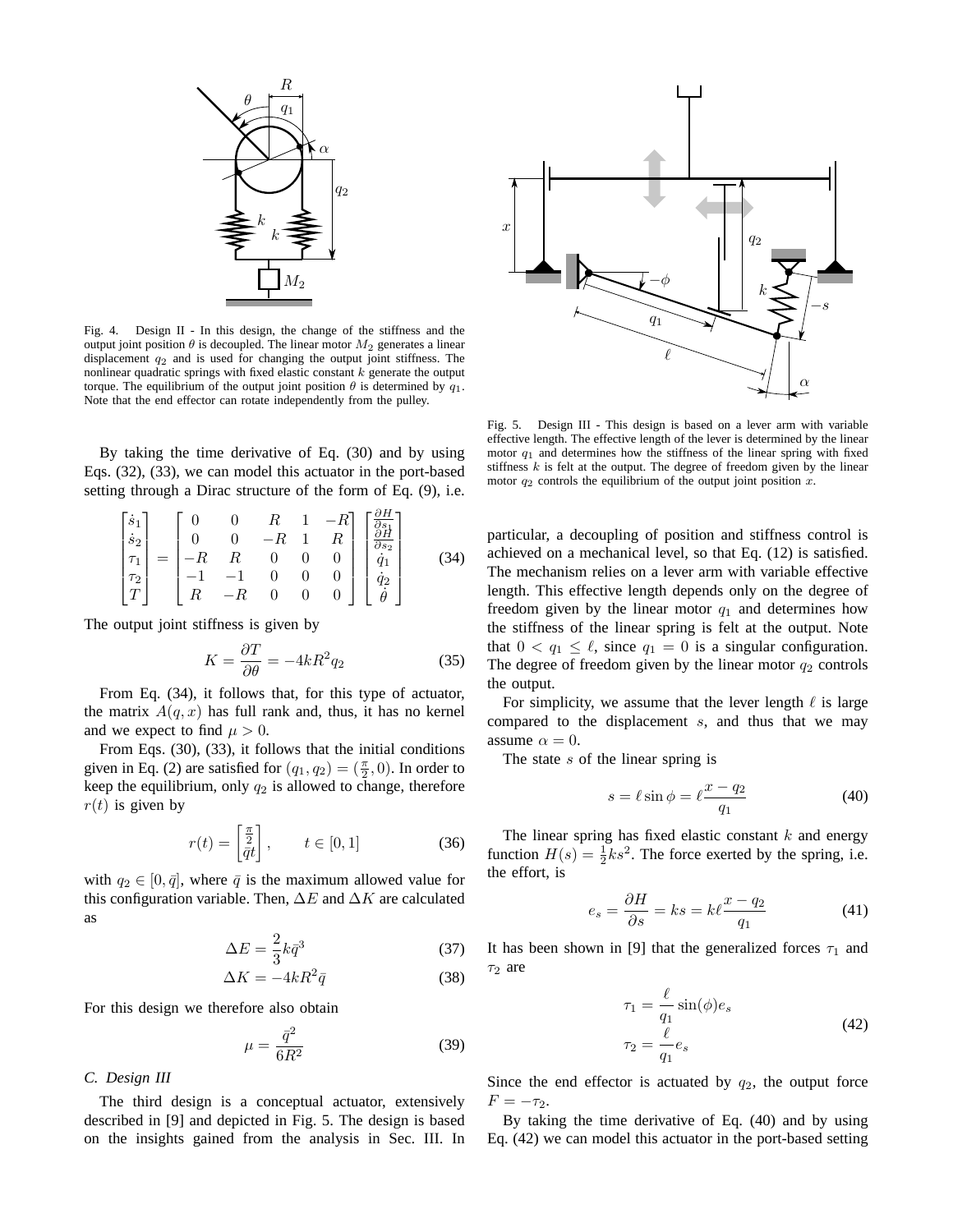Fig. 4. Design II - In this design, the change of the stiffness and the output joint position $\theta$ is decoupled. The linear motor $M_2$ generates a linear displacement $q_2$ and is used for changing the output joint stiffness. The nonlinear quadratic springs with fixed elastic constant $k$ generate the output torque. The equilibrium of the output joint position $\theta$ is determined by $q_1$. Note that the end effector can rotate independently from the pulley.

By taking the time derivative of Eq. (30) and by using Eqs. (32), (33), we can model this actuator in the port-based setting through a Dirac structure of the form of Eq. (9), i.e.

$$\begin{bmatrix} \dot{s}_1 \\ \dot{s}_2 \\ \tau_1 \\ \tau_2 \\ T \end{bmatrix} = \begin{bmatrix} 0 & 0 & R & 1 & -R \\ 0 & 0 & -R & 1 & R \\ -R & R & 0 & 0 & 0 \\ -1 & -1 & 0 & 0 & 0 \\ R & -R & 0 & 0 & 0 \end{bmatrix} \begin{bmatrix} \frac{\partial H}{\partial s_1} \\ \frac{\partial H}{\partial s_2} \\ \dot{q}_1 \\ \dot{q}_2 \\ \dot{\theta} \end{bmatrix} \tag{34}$$

The output joint stiffness is given by

$$K = \frac{\partial T}{\partial \theta} = -4kR^2 q_2 \tag{35}$$

From Eq. (34), it follows that, for this type of actuator, the matrix $A(q, x)$ has full rank and, thus, it has no kernel and we expect to find $\mu > 0$.

From Eqs. (30), (33), it follows that the initial conditions given in Eq. (2) are satisfied for $(q_1, q_2) = (\frac{\pi}{2}, 0)$. In order to keep the equilibrium, only $q_2$ is allowed to change, therefore $r(t)$ is given by

$$r(t) = \begin{bmatrix} \frac{\pi}{2} \\ \bar{q}t \end{bmatrix}, \qquad t \in [0, 1] \tag{36}$$

with $q_2 \in [0, \bar{q}]$, where $\bar{q}$ is the maximum allowed value for this configuration variable. Then, $\Delta E$ and $\Delta K$ are calculated as

$$\Delta E = \frac{2}{3} k \bar{q}^3 \tag{37}$$

$$\Delta K = -4kR^2 \bar{q} \tag{38}$$

For this design we therefore also obtain

$$\mu = \frac{\bar{q}^2}{6R^2} \tag{39}$$

### C. Design III

The third design is a conceptual actuator, extensively described in [9] and depicted in Fig. 5. The design is based on the insights gained from the analysis in Sec. III. In particular, a decoupling of position and stiffness control is achieved on a mechanical level, so that Eq. (12) is satisfied. The mechanism relies on a lever arm with variable effective length. This effective length depends only on the degree of freedom given by the linear motor $q_1$ and determines how the stiffness of the linear spring is felt at the output. Note that $0 < q_1 \leq \ell$, since $q_1 = 0$ is a singular configuration. The degree of freedom given by the linear motor $q_2$ controls the output.

Fig. 5. Design III - This design is based on a lever arm with variable effective length. The effective length of the lever is determined by the linear motor $q_1$ and determines how the stiffness of the linear spring with fixed stiffness $k$ is felt at the output. The degree of freedom given by the linear motor $q_2$ controls the equilibrium of the output joint position $x$.

For simplicity, we assume that the lever length $\ell$ is large compared to the displacement $s$, and thus that we may assume $\alpha = 0$.

The state $s$ of the linear spring is

$$s = \ell \sin \phi = \ell \frac{x - q_2}{q_1} \tag{40}$$

The linear spring has fixed elastic constant $k$ and energy function $H(s) = \frac{1}{2} k s^2$. The force exerted by the spring, i.e. the effort, is

$$e_s = \frac{\partial H}{\partial s} = ks = k\ell \frac{x - q_2}{q_1} \tag{41}$$

It has been shown in [9] that the generalized forces $\tau_1$ and $\tau_2$ are

$$\begin{aligned} \tau_1 &= \frac{\ell}{q_1} \sin(\phi) e_s \\ \tau_2 &= \frac{\ell}{q_1} e_s \end{aligned} \tag{42}$$

Since the end effector is actuated by $q_2$, the output force $F = -\tau_2$.

By taking the time derivative of Eq. (40) and by using Eq. (42) we can model this actuator in the port-based setting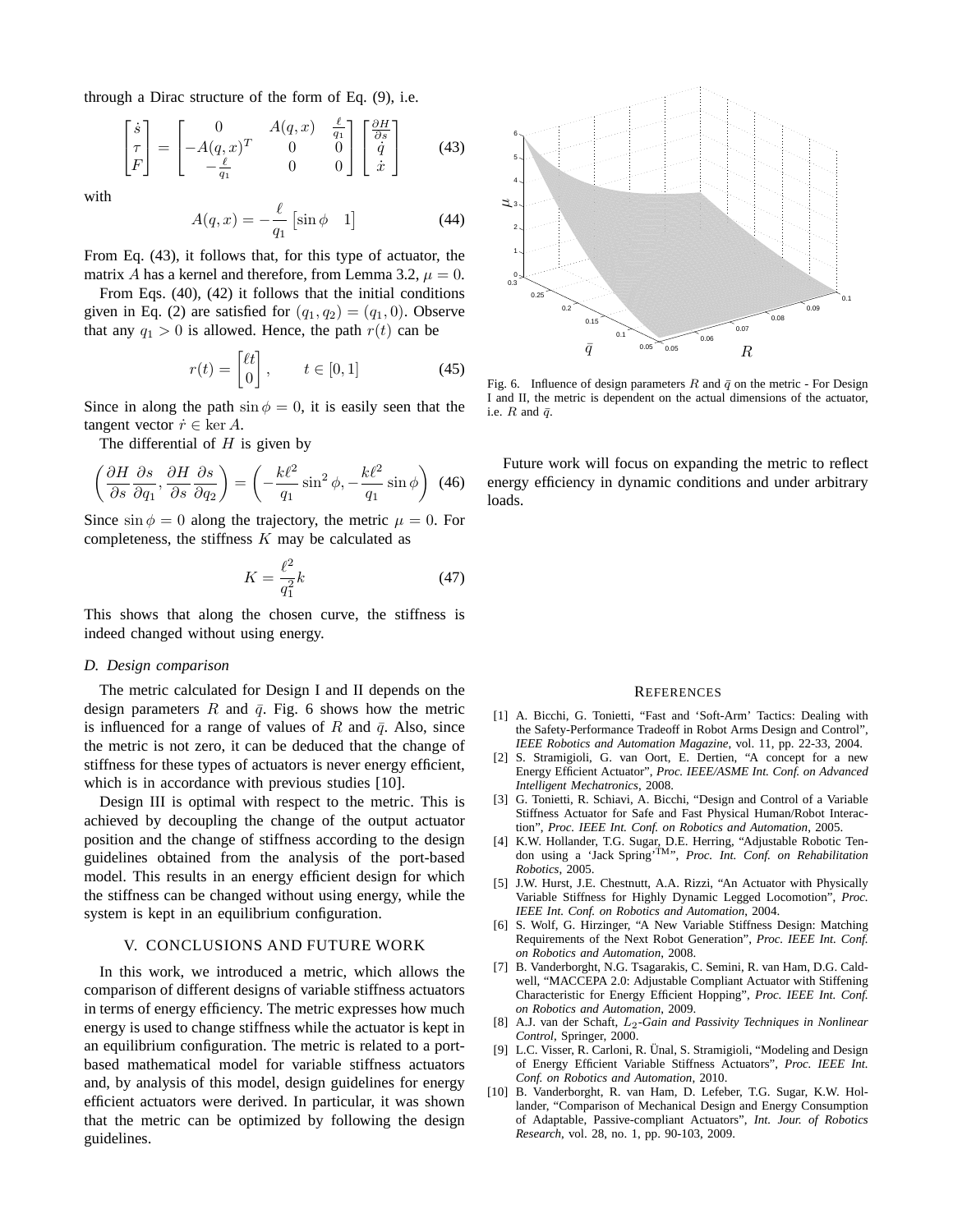through a Dirac structure of the form of Eq. (9), i.e.

$$\begin{bmatrix} \dot{s} \\ \tau \\ F \end{bmatrix} = \begin{bmatrix} 0 & A(q,x) & \frac{\ell}{q_1} \\ -A(q,x)^T & 0 & 0 \\ -\frac{\ell}{q_1} & 0 & 0 \end{bmatrix} \begin{bmatrix} \frac{\partial H}{\partial s} \\ \dot{q} \\ \dot{x} \end{bmatrix} \tag{43}$$

with

$$A(q,x) = -\frac{\ell}{q_1} \begin{bmatrix} \sin\phi & 1 \end{bmatrix} \tag{44}$$

From Eq. (43), it follows that, for this type of actuator, the matrix $A$ has a kernel and therefore, from Lemma 3.2, $\mu = 0$.

From Eqs. (40), (42) it follows that the initial conditions given in Eq. (2) are satisfied for $(q_1, q_2) = (q_1, 0)$. Observe that any $q_1 > 0$ is allowed. Hence, the path $r(t)$ can be

$$r(t) = \begin{bmatrix} \ell t \\ 0 \end{bmatrix}, \qquad t \in [0,1] \tag{45}$$

Since in along the path $\sin\phi = 0$, it is easily seen that the tangent vector $\dot{r} \in \ker A$.

The differential of $H$ is given by

$$\left( \frac{\partial H}{\partial s} \frac{\partial s}{\partial q_1}, \frac{\partial H}{\partial s} \frac{\partial s}{\partial q_2} \right) = \left( -\frac{k\ell^2}{q_1} \sin^2\phi, -\frac{k\ell^2}{q_1} \sin\phi \right) \tag{46}$$

Since $\sin\phi = 0$ along the trajectory, the metric $\mu = 0$. For completeness, the stiffness $K$ may be calculated as

$$K = \frac{\ell^2}{q_1^2} k \tag{47}$$

This shows that along the chosen curve, the stiffness is indeed changed without using energy.

### D. Design comparison

The metric calculated for Design I and II depends on the design parameters $R$ and $\bar{q}$. Fig. 6 shows how the metric is influenced for a range of values of $R$ and $\bar{q}$. Also, since the metric is not zero, it can be deduced that the change of stiffness for these types of actuators is never energy efficient, which is in accordance with previous studies [10].

Design III is optimal with respect to the metric. This is achieved by decoupling the change of the output actuator position and the change of stiffness according to the design guidelines obtained from the analysis of the port-based model. This results in an energy efficient design for which the stiffness can be changed without using energy, while the system is kept in an equilibrium configuration.

## V. Conclusions and Future Work

In this work, we introduced a metric, which allows the comparison of different designs of variable stiffness actuators in terms of energy efficiency. The metric expresses how much energy is used to change stiffness while the actuator is kept in an equilibrium configuration. The metric is related to a port-based mathematical model for variable stiffness actuators and, by analysis of this model, design guidelines for energy efficient actuators were derived. In particular, it was shown that the metric can be optimized by following the design guidelines.

$\mu$
6
5
4
3
2
1
0
0.3
0.25
0.2
0.15
0.1
0.05
$\bar{q}$
0.05
0.06
0.07
0.08
0.09
0.1
$R$

Fig. 6. Influence of design parameters $R$ and $\bar{q}$ on the metric - For Design I and II, the metric is dependent on the actual dimensions of the actuator, i.e. $R$ and $\bar{q}$.

Future work will focus on expanding the metric to reflect energy efficiency in dynamic conditions and under arbitrary loads.

## References

[1] A. Bicchi, G. Tonietti, "Fast and 'Soft-Arm' Tactics: Dealing with the Safety-Performance Tradeoff in Robot Arms Design and Control", *IEEE Robotics and Automation Magazine*, vol. 11, pp. 22-33, 2004.

[2] S. Stramigioli, G. van Oort, E. Dertien, "A concept for a new Energy Efficient Actuator", *Proc. IEEE/ASME Int. Conf. on Advanced Intelligent Mechatronics*, 2008.

[3] G. Tonietti, R. Schiavi, A. Bicchi, "Design and Control of a Variable Stiffness Actuator for Safe and Fast Physical Human/Robot Interaction", *Proc. IEEE Int. Conf. on Robotics and Automation*, 2005.

[4] K.W. Hollander, T.G. Sugar, D.E. Herring, "Adjustable Robotic Tendon using a 'Jack Spring'™", *Proc. Int. Conf. on Rehabilitation Robotics*, 2005.

[5] J.W. Hurst, J.E. Chestnutt, A.A. Rizzi, "An Actuator with Physically Variable Stiffness for Highly Dynamic Legged Locomotion", *Proc. IEEE Int. Conf. on Robotics and Automation*, 2004.

[6] S. Wolf, G. Hirzinger, "A New Variable Stiffness Design: Matching Requirements of the Next Robot Generation", *Proc. IEEE Int. Conf. on Robotics and Automation*, 2008.

[7] B. Vanderborght, N.G. Tsagarakis, C. Semini, R. van Ham, D.G. Caldwell, "MACCEPA 2.0: Adjustable Compliant Actuator with Stiffening Characteristic for Energy Efficient Hopping", *Proc. IEEE Int. Conf. on Robotics and Automation*, 2009.

[8] A.J. van der Schaft, *$L_2$-Gain and Passivity Techniques in Nonlinear Control*, Springer, 2000.

[9] L.C. Visser, R. Carloni, R. Ünal, S. Stramigioli, "Modeling and Design of Energy Efficient Variable Stiffness Actuators", *Proc. IEEE Int. Conf. on Robotics and Automation*, 2010.

[10] B. Vanderborght, R. van Ham, D. Lefeber, T.G. Sugar, K.W. Hollander, "Comparison of Mechanical Design and Energy Consumption of Adaptable, Passive-compliant Actuators", *Int. Jour. of Robotics Research*, vol. 28, no. 1, pp. 90-103, 2009.